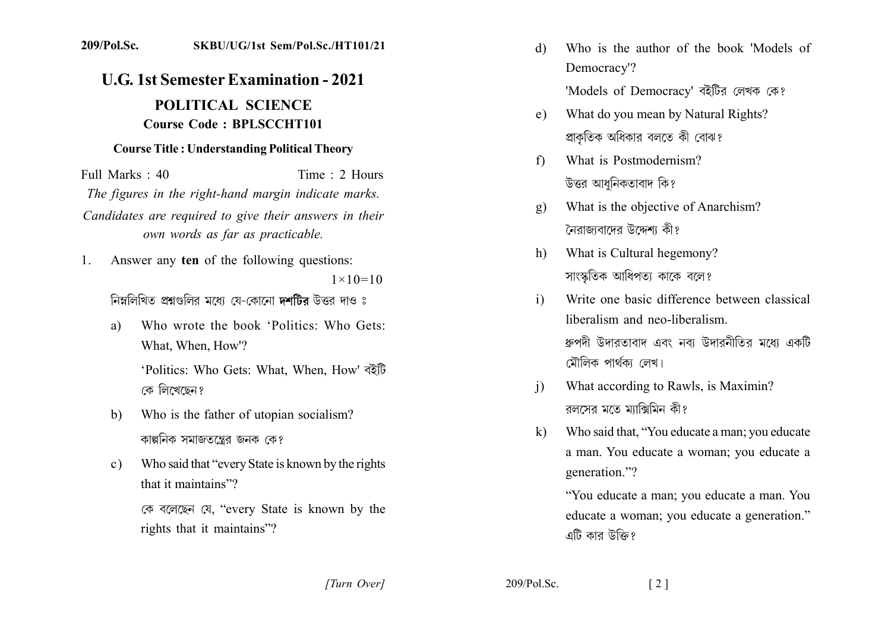209/Pol.Sc. SKBU/UG/1st Sem/Pol.Sc./HT101/21

# U.G. 1st Semester Examination - 2021

## POLITICAL SCIENCE

**Course Code : BPLSCCHT101**

**Course Title : Understanding Political Theory**

Full Marks : 40 Time : 2 Hours

*The figures in the right-hand margin indicate marks.*

*Candidates are required to give their answers in their own words as far as practicable.*

1. Answer any **ten** of the following questions: $1\times10=10$

   নিম্নলিখিত প্রশ্নগুলির মধ্যে যে-কোনো **দশটির** উত্তর দাও ঃ

   a) Who wrote the book 'Politics: Who Gets: What, When, How'?

      'Politics: Who Gets: What, When, How' বইটি কে লিখেছেন?

   b) Who is the father of utopian socialism?

      কাল্পনিক সমাজতন্ত্রের জনক কে?

   c) Who said that "every State is known by the rights that it maintains"?

      কে বলেছেন যে, "every State is known by the rights that it maintains"?

   d) Who is the author of the book 'Models of Democracy'?

      'Models of Democracy' বইটির লেখক কে?

   e) What do you mean by Natural Rights?

      প্রাকৃতিক অধিকার বলতে কী বোঝ?

   f) What is Postmodernism?

      উত্তর আধুনিকতাবাদ কি?

   g) What is the objective of Anarchism?

      নৈরাজ্যবাদের উদ্দেশ্য কী?

   h) What is Cultural hegemony?

      সাংস্কৃতিক আধিপত্য কাকে বলে?

   i) Write one basic difference between classical liberalism and neo-liberalism.

      ধ্রুপদী উদারতাবাদ এবং নব্য উদারনীতির মধ্যে একটি মৌলিক পার্থক্য লেখ।

   j) What according to Rawls, is Maximin?

      রলসের মতে ম্যাক্সিমিন কী?

   k) Who said that, "You educate a man; you educate a man. You educate a woman; you educate a generation."?

      "You educate a man; you educate a man. You educate a woman; you educate a generation." এটি কার উক্তি?

[Turn Over]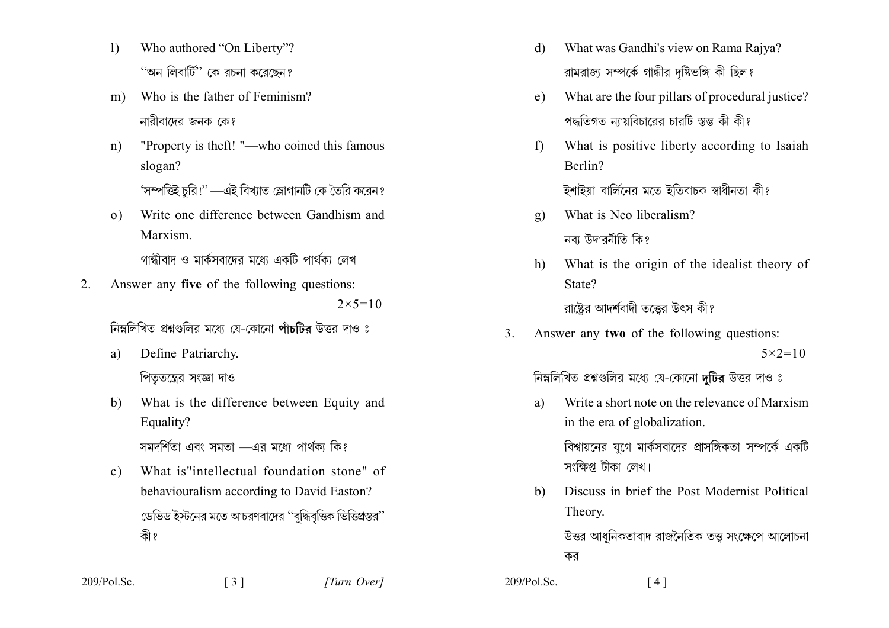l) Who authored "On Liberty"?

"অন লিবার্টি" কে রচনা করেছেন?

m) Who is the father of Feminism?

নারীবাদের জনক কে?

n) "Property is theft! "—who coined this famous slogan?

'সম্পত্তিই চুরি!" —এই বিখ্যাত স্লোগানটি কে তৈরি করেন?

o) Write one difference between Gandhism and Marxism.

গান্ধীবাদ ও মার্কসবাদের মধ্যে একটি পার্থক্য লেখ।

2. Answer any **five** of the following questions: $2\times5=10$

নিম্নলিখিত প্রশ্নগুলির মধ্যে যে-কোনো **পাঁচটির** উত্তর দাও ঃ

a) Define Patriarchy.

পিতৃতন্ত্রের সংজ্ঞা দাও।

b) What is the difference between Equity and Equality?

সমদর্শিতা এবং সমতা —এর মধ্যে পার্থক্য কি?

c) What is"intellectual foundation stone" of behaviouralism according to David Easton?

ডেভিড ইস্টনের মতে আচরণবাদের "বুদ্ধিবৃত্তিক ভিত্তিপ্রস্তর" কী?

d) What was Gandhi's view on Rama Rajya?

রামরাজ্য সম্পর্কে গান্ধীর দৃষ্টিভঙ্গি কী ছিল?

e) What are the four pillars of procedural justice?

পদ্ধতিগত ন্যায়বিচারের চারটি স্তম্ভ কী কী?

f) What is positive liberty according to Isaiah Berlin?

ইশাইয়া বার্লিনের মতে ইতিবাচক স্বাধীনতা কী?

g) What is Neo liberalism?

নব্য উদারনীতি কি?

h) What is the origin of the idealist theory of State?

রাষ্ট্রের আদর্শবাদী তত্ত্বের উৎস কী?

3. Answer any **two** of the following questions: $5\times2=10$

নিম্নলিখিত প্রশ্নগুলির মধ্যে যে-কোনো **দুটির** উত্তর দাও ঃ

a) Write a short note on the relevance of Marxism in the era of globalization.

বিশ্বায়নের যুগে মার্কসবাদের প্রাসঙ্গিকতা সম্পর্কে একটি সংক্ষিপ্ত টীকা লেখ।

b) Discuss in brief the Post Modernist Political Theory.

উত্তর আধুনিকতাবাদ রাজনৈতিক তত্ত্ব সংক্ষেপে আলোচনা কর।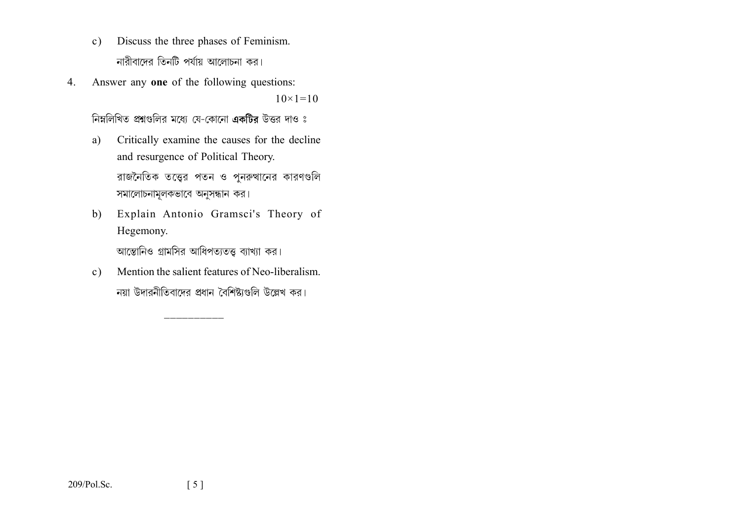c) Discuss the three phases of Feminism.

নারীবাদের তিনটি পর্যায় আলোচনা কর।

4. Answer any **one** of the following questions: $10 \times 1 = 10$

নিম্নলিখিত প্রশ্নগুলির মধ্যে যে-কোনো **একটির** উত্তর দাও ঃ

a) Critically examine the causes for the decline and resurgence of Political Theory.

রাজনৈতিক তত্ত্বের পতন ও পুনরুত্থানের কারণগুলি সমালোচনামূলকভাবে অনুসন্ধান কর।

b) Explain Antonio Gramsci's Theory of Hegemony.

আন্তোনিও গ্রামসির আধিপত্যতত্ত্ব ব্যাখ্যা কর।

c) Mention the salient features of Neo-liberalism.

নয়া উদারনীতিবাদের প্রধান বৈশিষ্ট্যগুলি উল্লেখ কর।

———————